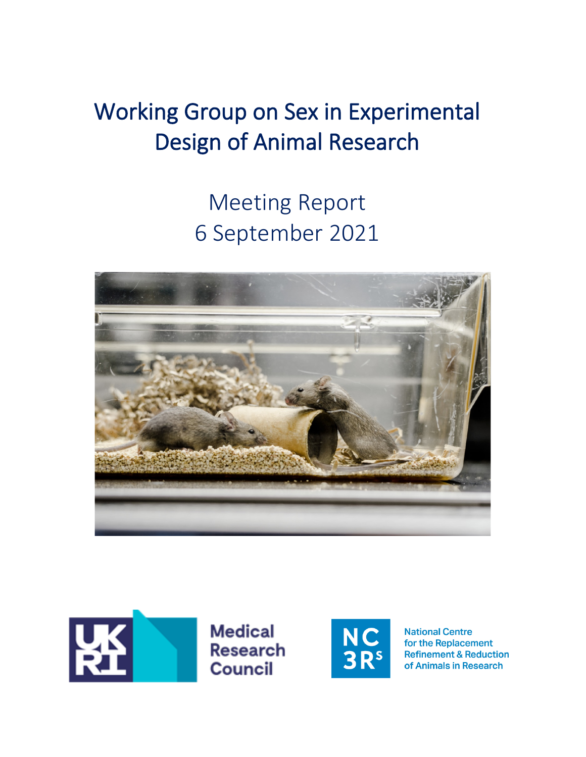# Working Group on Sex in Experimental Design of Animal Research

Meeting Report
6 September 2021

Medical Research Council

National Centre for the Replacement Refinement & Reduction of Animals in Research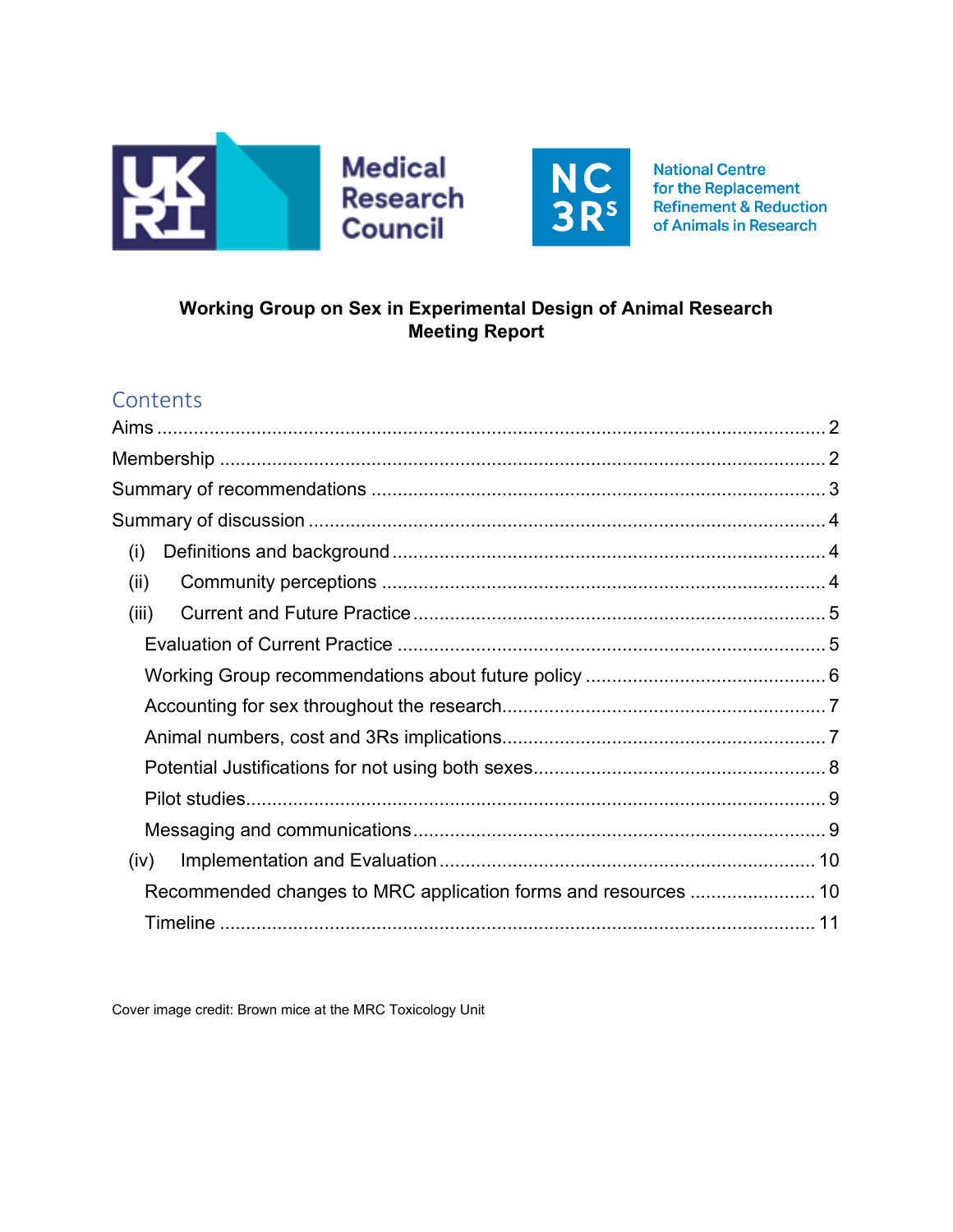**Working Group on Sex in Experimental Design of Animal Research**
**Meeting Report**

## Contents

Aims .......... 2

Membership .......... 2

Summary of recommendations .......... 3

Summary of discussion .......... 4

- (i) Definitions and background .......... 4
- (ii) Community perceptions .......... 4
- (iii) Current and Future Practice .......... 5
  - Evaluation of Current Practice .......... 5
  - Working Group recommendations about future policy .......... 6
  - Accounting for sex throughout the research .......... 7
  - Animal numbers, cost and 3Rs implications .......... 7
  - Potential Justifications for not using both sexes .......... 8
  - Pilot studies .......... 9
  - Messaging and communications .......... 9
- (iv) Implementation and Evaluation .......... 10
  - Recommended changes to MRC application forms and resources .......... 10
  - Timeline .......... 11

Cover image credit: Brown mice at the MRC Toxicology Unit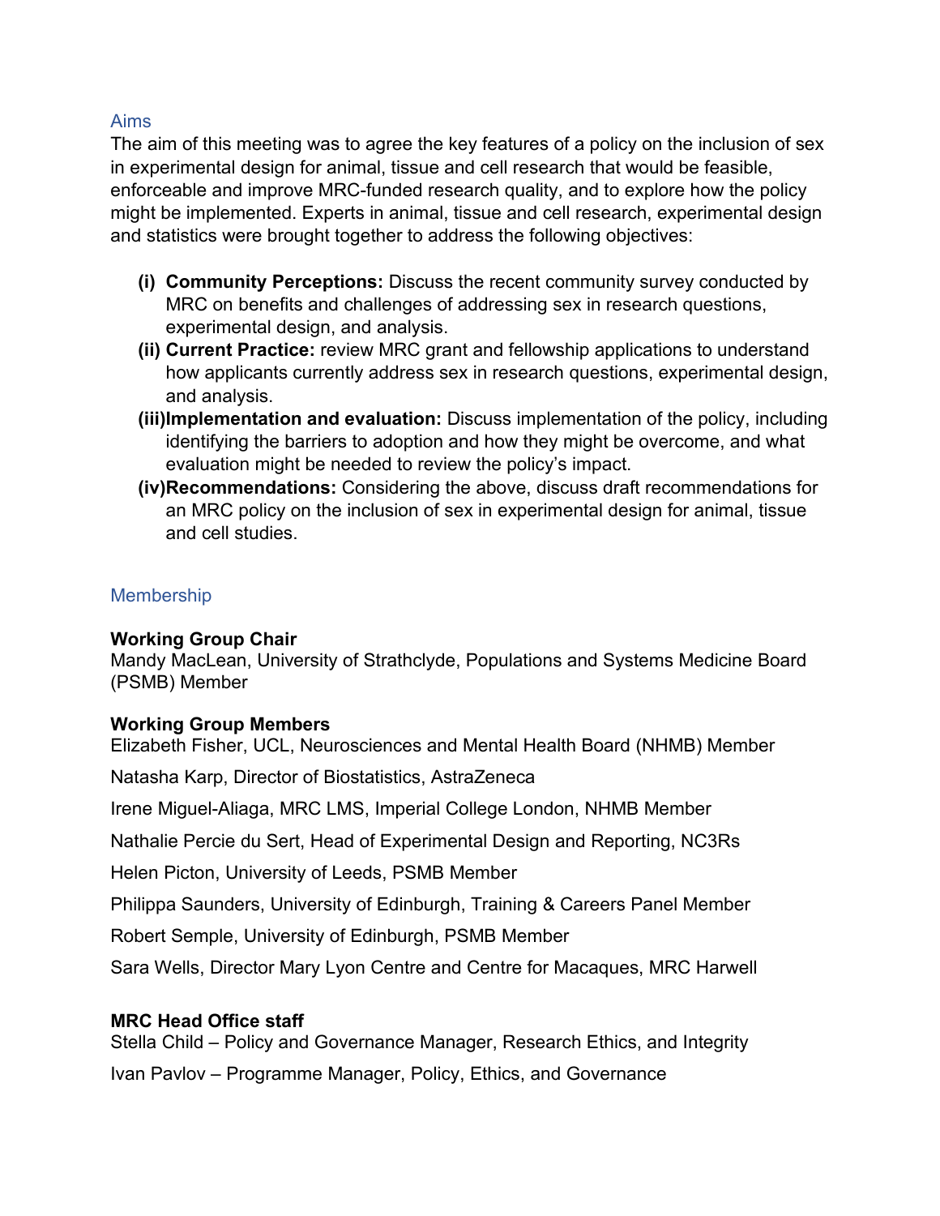## Aims

The aim of this meeting was to agree the key features of a policy on the inclusion of sex in experimental design for animal, tissue and cell research that would be feasible, enforceable and improve MRC-funded research quality, and to explore how the policy might be implemented. Experts in animal, tissue and cell research, experimental design and statistics were brought together to address the following objectives:

- **(i) Community Perceptions:** Discuss the recent community survey conducted by MRC on benefits and challenges of addressing sex in research questions, experimental design, and analysis.
- **(ii) Current Practice:** review MRC grant and fellowship applications to understand how applicants currently address sex in research questions, experimental design, and analysis.
- **(iii) Implementation and evaluation:** Discuss implementation of the policy, including identifying the barriers to adoption and how they might be overcome, and what evaluation might be needed to review the policy's impact.
- **(iv) Recommendations:** Considering the above, discuss draft recommendations for an MRC policy on the inclusion of sex in experimental design for animal, tissue and cell studies.

## Membership

**Working Group Chair**

Mandy MacLean, University of Strathclyde, Populations and Systems Medicine Board (PSMB) Member

**Working Group Members**

Elizabeth Fisher, UCL, Neurosciences and Mental Health Board (NHMB) Member

Natasha Karp, Director of Biostatistics, AstraZeneca

Irene Miguel-Aliaga, MRC LMS, Imperial College London, NHMB Member

Nathalie Percie du Sert, Head of Experimental Design and Reporting, NC3Rs

Helen Picton, University of Leeds, PSMB Member

Philippa Saunders, University of Edinburgh, Training & Careers Panel Member

Robert Semple, University of Edinburgh, PSMB Member

Sara Wells, Director Mary Lyon Centre and Centre for Macaques, MRC Harwell

**MRC Head Office staff**

Stella Child – Policy and Governance Manager, Research Ethics, and Integrity

Ivan Pavlov – Programme Manager, Policy, Ethics, and Governance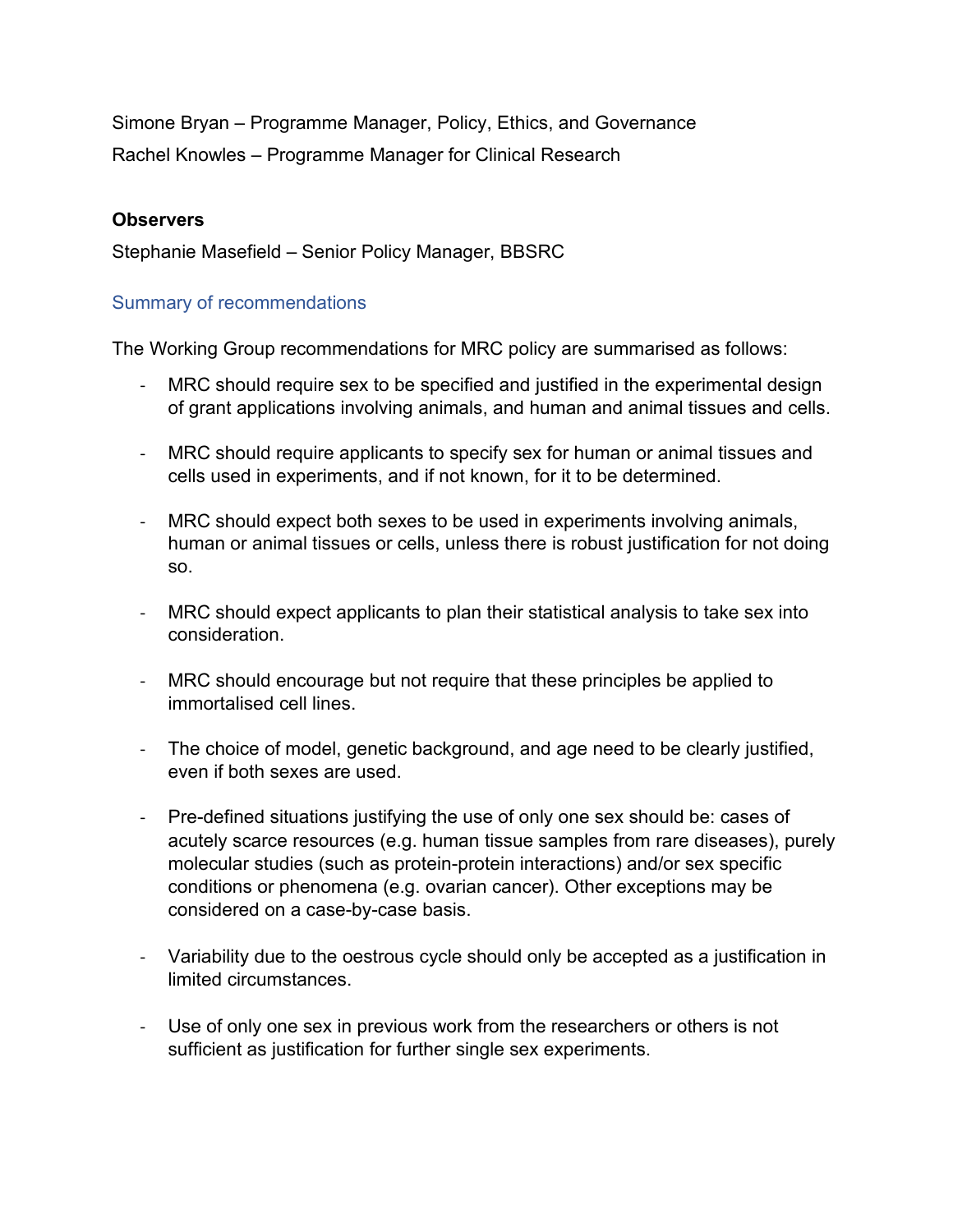Simone Bryan – Programme Manager, Policy, Ethics, and Governance

Rachel Knowles – Programme Manager for Clinical Research

**Observers**

Stephanie Masefield – Senior Policy Manager, BBSRC

## Summary of recommendations

The Working Group recommendations for MRC policy are summarised as follows:

- MRC should require sex to be specified and justified in the experimental design of grant applications involving animals, and human and animal tissues and cells.

- MRC should require applicants to specify sex for human or animal tissues and cells used in experiments, and if not known, for it to be determined.

- MRC should expect both sexes to be used in experiments involving animals, human or animal tissues or cells, unless there is robust justification for not doing so.

- MRC should expect applicants to plan their statistical analysis to take sex into consideration.

- MRC should encourage but not require that these principles be applied to immortalised cell lines.

- The choice of model, genetic background, and age need to be clearly justified, even if both sexes are used.

- Pre-defined situations justifying the use of only one sex should be: cases of acutely scarce resources (e.g. human tissue samples from rare diseases), purely molecular studies (such as protein-protein interactions) and/or sex specific conditions or phenomena (e.g. ovarian cancer). Other exceptions may be considered on a case-by-case basis.

- Variability due to the oestrous cycle should only be accepted as a justification in limited circumstances.

- Use of only one sex in previous work from the researchers or others is not sufficient as justification for further single sex experiments.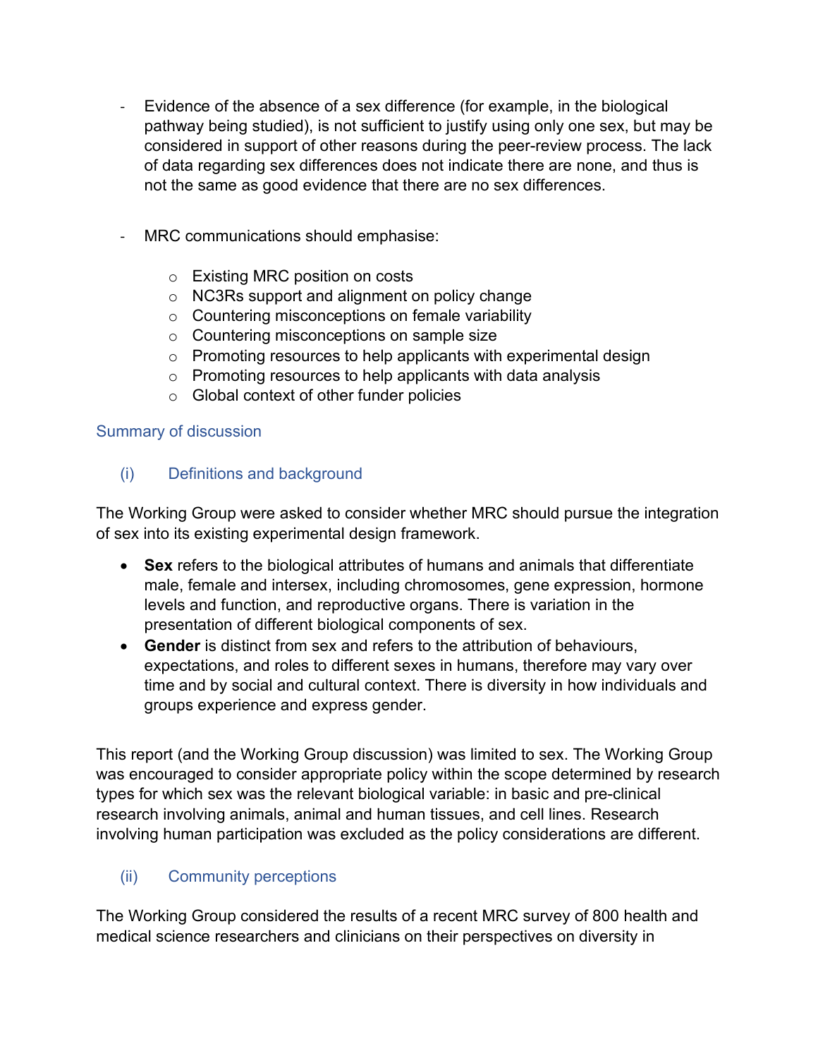- Evidence of the absence of a sex difference (for example, in the biological pathway being studied), is not sufficient to justify using only one sex, but may be considered in support of other reasons during the peer-review process. The lack of data regarding sex differences does not indicate there are none, and thus is not the same as good evidence that there are no sex differences.

- MRC communications should emphasise:

    - Existing MRC position on costs
    - NC3Rs support and alignment on policy change
    - Countering misconceptions on female variability
    - Countering misconceptions on sample size
    - Promoting resources to help applicants with experimental design
    - Promoting resources to help applicants with data analysis
    - Global context of other funder policies

## Summary of discussion

### (i) Definitions and background

The Working Group were asked to consider whether MRC should pursue the integration of sex into its existing experimental design framework.

- **Sex** refers to the biological attributes of humans and animals that differentiate male, female and intersex, including chromosomes, gene expression, hormone levels and function, and reproductive organs. There is variation in the presentation of different biological components of sex.
- **Gender** is distinct from sex and refers to the attribution of behaviours, expectations, and roles to different sexes in humans, therefore may vary over time and by social and cultural context. There is diversity in how individuals and groups experience and express gender.

This report (and the Working Group discussion) was limited to sex. The Working Group was encouraged to consider appropriate policy within the scope determined by research types for which sex was the relevant biological variable: in basic and pre-clinical research involving animals, animal and human tissues, and cell lines. Research involving human participation was excluded as the policy considerations are different.

### (ii) Community perceptions

The Working Group considered the results of a recent MRC survey of 800 health and medical science researchers and clinicians on their perspectives on diversity in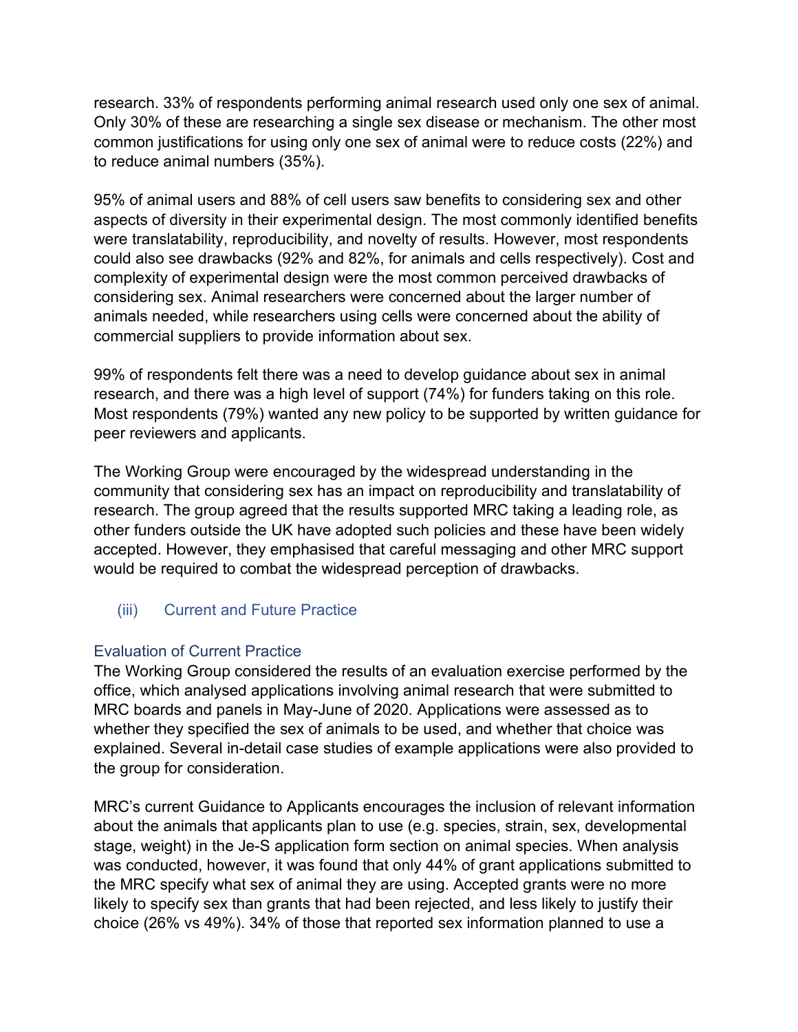research. 33% of respondents performing animal research used only one sex of animal. Only 30% of these are researching a single sex disease or mechanism. The other most common justifications for using only one sex of animal were to reduce costs (22%) and to reduce animal numbers (35%).

95% of animal users and 88% of cell users saw benefits to considering sex and other aspects of diversity in their experimental design. The most commonly identified benefits were translatability, reproducibility, and novelty of results. However, most respondents could also see drawbacks (92% and 82%, for animals and cells respectively). Cost and complexity of experimental design were the most common perceived drawbacks of considering sex. Animal researchers were concerned about the larger number of animals needed, while researchers using cells were concerned about the ability of commercial suppliers to provide information about sex.

99% of respondents felt there was a need to develop guidance about sex in animal research, and there was a high level of support (74%) for funders taking on this role. Most respondents (79%) wanted any new policy to be supported by written guidance for peer reviewers and applicants.

The Working Group were encouraged by the widespread understanding in the community that considering sex has an impact on reproducibility and translatability of research. The group agreed that the results supported MRC taking a leading role, as other funders outside the UK have adopted such policies and these have been widely accepted. However, they emphasised that careful messaging and other MRC support would be required to combat the widespread perception of drawbacks.

### (iii) Current and Future Practice

#### Evaluation of Current Practice

The Working Group considered the results of an evaluation exercise performed by the office, which analysed applications involving animal research that were submitted to MRC boards and panels in May-June of 2020. Applications were assessed as to whether they specified the sex of animals to be used, and whether that choice was explained. Several in-detail case studies of example applications were also provided to the group for consideration.

MRC's current Guidance to Applicants encourages the inclusion of relevant information about the animals that applicants plan to use (e.g. species, strain, sex, developmental stage, weight) in the Je-S application form section on animal species. When analysis was conducted, however, it was found that only 44% of grant applications submitted to the MRC specify what sex of animal they are using. Accepted grants were no more likely to specify sex than grants that had been rejected, and less likely to justify their choice (26% vs 49%). 34% of those that reported sex information planned to use a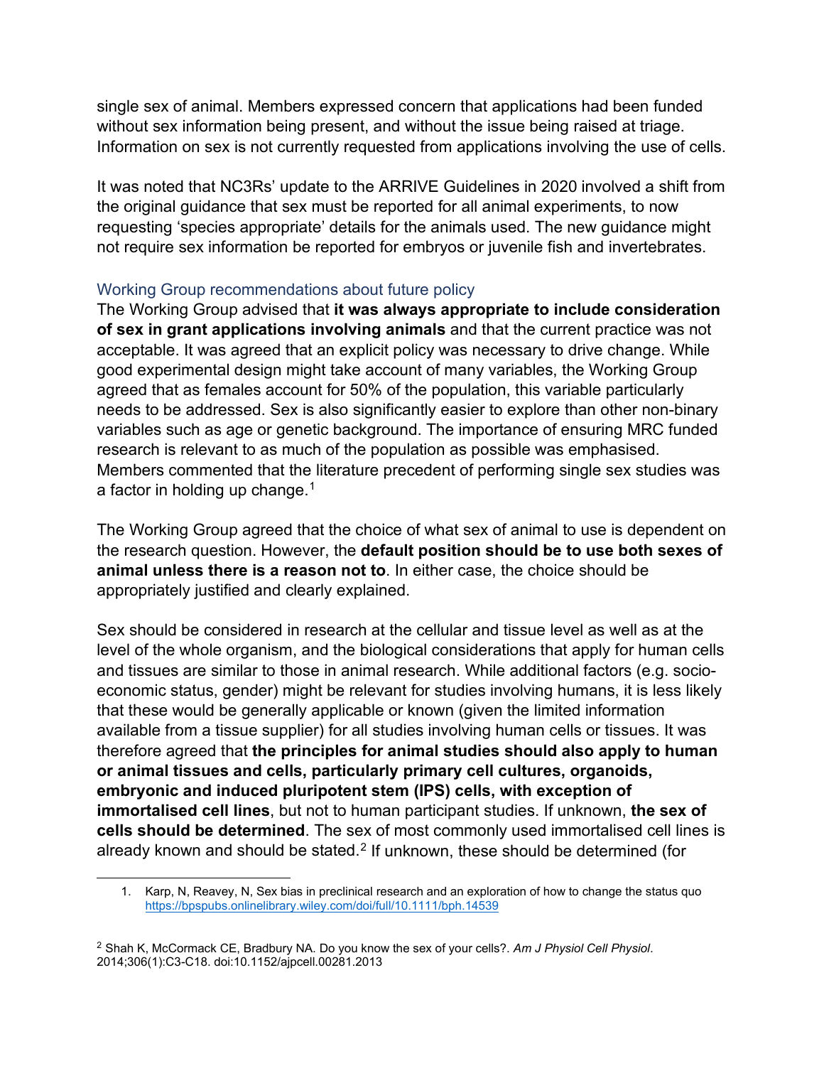single sex of animal. Members expressed concern that applications had been funded without sex information being present, and without the issue being raised at triage. Information on sex is not currently requested from applications involving the use of cells.

It was noted that NC3Rs' update to the ARRIVE Guidelines in 2020 involved a shift from the original guidance that sex must be reported for all animal experiments, to now requesting 'species appropriate' details for the animals used. The new guidance might not require sex information be reported for embryos or juvenile fish and invertebrates.

### Working Group recommendations about future policy

The Working Group advised that **it was always appropriate to include consideration of sex in grant applications involving animals** and that the current practice was not acceptable. It was agreed that an explicit policy was necessary to drive change. While good experimental design might take account of many variables, the Working Group agreed that as females account for 50% of the population, this variable particularly needs to be addressed. Sex is also significantly easier to explore than other non-binary variables such as age or genetic background. The importance of ensuring MRC funded research is relevant to as much of the population as possible was emphasised. Members commented that the literature precedent of performing single sex studies was a factor in holding up change.[1]

The Working Group agreed that the choice of what sex of animal to use is dependent on the research question. However, the **default position should be to use both sexes of animal unless there is a reason not to**. In either case, the choice should be appropriately justified and clearly explained.

Sex should be considered in research at the cellular and tissue level as well as at the level of the whole organism, and the biological considerations that apply for human cells and tissues are similar to those in animal research. While additional factors (e.g. socio-economic status, gender) might be relevant for studies involving humans, it is less likely that these would be generally applicable or known (given the limited information available from a tissue supplier) for all studies involving human cells or tissues. It was therefore agreed that **the principles for animal studies should also apply to human or animal tissues and cells, particularly primary cell cultures, organoids, embryonic and induced pluripotent stem (IPS) cells, with exception of immortalised cell lines**, but not to human participant studies. If unknown, **the sex of cells should be determined**. The sex of most commonly used immortalised cell lines is already known and should be stated.[2] If unknown, these should be determined (for

---

1. Karp, N, Reavey, N, Sex bias in preclinical research and an exploration of how to change the status quo https://bpspubs.onlinelibrary.wiley.com/doi/full/10.1111/bph.14539

2. Shah K, McCormack CE, Bradbury NA. Do you know the sex of your cells?. *Am J Physiol Cell Physiol*. 2014;306(1):C3-C18. doi:10.1152/ajpcell.00281.2013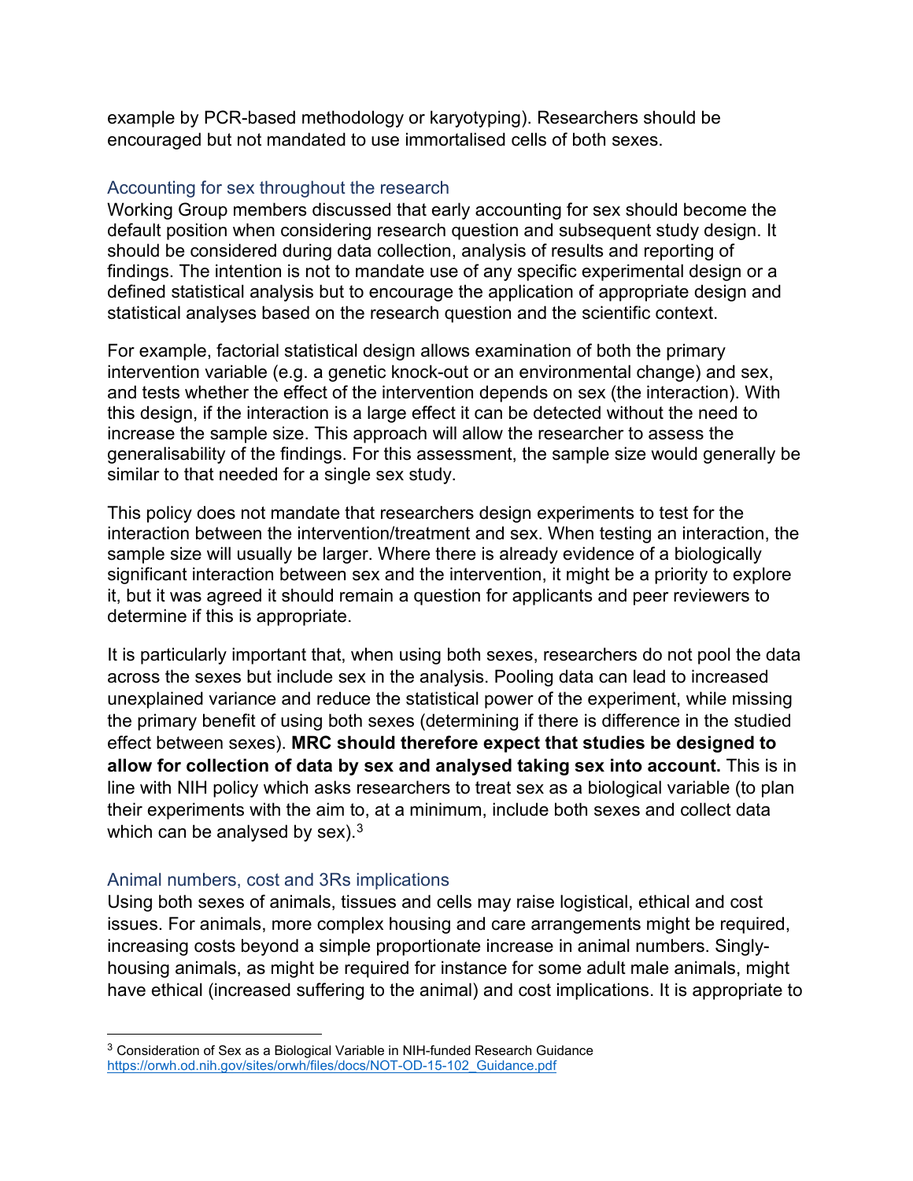example by PCR-based methodology or karyotyping). Researchers should be encouraged but not mandated to use immortalised cells of both sexes.

### Accounting for sex throughout the research

Working Group members discussed that early accounting for sex should become the default position when considering research question and subsequent study design. It should be considered during data collection, analysis of results and reporting of findings. The intention is not to mandate use of any specific experimental design or a defined statistical analysis but to encourage the application of appropriate design and statistical analyses based on the research question and the scientific context.

For example, factorial statistical design allows examination of both the primary intervention variable (e.g. a genetic knock-out or an environmental change) and sex, and tests whether the effect of the intervention depends on sex (the interaction). With this design, if the interaction is a large effect it can be detected without the need to increase the sample size. This approach will allow the researcher to assess the generalisability of the findings. For this assessment, the sample size would generally be similar to that needed for a single sex study.

This policy does not mandate that researchers design experiments to test for the interaction between the intervention/treatment and sex. When testing an interaction, the sample size will usually be larger. Where there is already evidence of a biologically significant interaction between sex and the intervention, it might be a priority to explore it, but it was agreed it should remain a question for applicants and peer reviewers to determine if this is appropriate.

It is particularly important that, when using both sexes, researchers do not pool the data across the sexes but include sex in the analysis. Pooling data can lead to increased unexplained variance and reduce the statistical power of the experiment, while missing the primary benefit of using both sexes (determining if there is difference in the studied effect between sexes). **MRC should therefore expect that studies be designed to allow for collection of data by sex and analysed taking sex into account.** This is in line with NIH policy which asks researchers to treat sex as a biological variable (to plan their experiments with the aim to, at a minimum, include both sexes and collect data which can be analysed by sex).[3]

### Animal numbers, cost and 3Rs implications

Using both sexes of animals, tissues and cells may raise logistical, ethical and cost issues. For animals, more complex housing and care arrangements might be required, increasing costs beyond a simple proportionate increase in animal numbers. Singly-housing animals, as might be required for instance for some adult male animals, might have ethical (increased suffering to the animal) and cost implications. It is appropriate to

---

[3] Consideration of Sex as a Biological Variable in NIH-funded Research Guidance https://orwh.od.nih.gov/sites/orwh/files/docs/NOT-OD-15-102_Guidance.pdf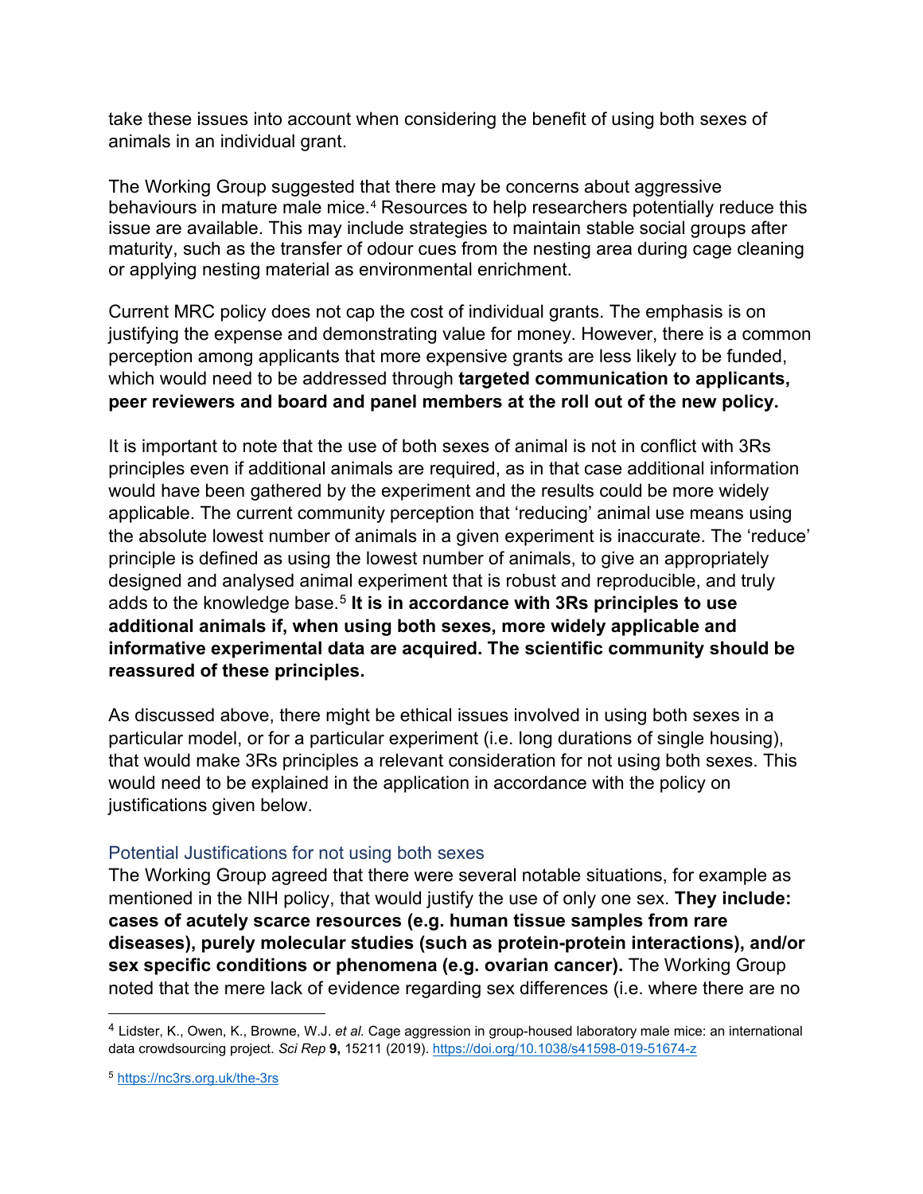take these issues into account when considering the benefit of using both sexes of animals in an individual grant.

The Working Group suggested that there may be concerns about aggressive behaviours in mature male mice.[4] Resources to help researchers potentially reduce this issue are available. This may include strategies to maintain stable social groups after maturity, such as the transfer of odour cues from the nesting area during cage cleaning or applying nesting material as environmental enrichment.

Current MRC policy does not cap the cost of individual grants. The emphasis is on justifying the expense and demonstrating value for money. However, there is a common perception among applicants that more expensive grants are less likely to be funded, which would need to be addressed through **targeted communication to applicants, peer reviewers and board and panel members at the roll out of the new policy.**

It is important to note that the use of both sexes of animal is not in conflict with 3Rs principles even if additional animals are required, as in that case additional information would have been gathered by the experiment and the results could be more widely applicable. The current community perception that 'reducing' animal use means using the absolute lowest number of animals in a given experiment is inaccurate. The 'reduce' principle is defined as using the lowest number of animals, to give an appropriately designed and analysed animal experiment that is robust and reproducible, and truly adds to the knowledge base.[5] **It is in accordance with 3Rs principles to use additional animals if, when using both sexes, more widely applicable and informative experimental data are acquired. The scientific community should be reassured of these principles.**

As discussed above, there might be ethical issues involved in using both sexes in a particular model, or for a particular experiment (i.e. long durations of single housing), that would make 3Rs principles a relevant consideration for not using both sexes. This would need to be explained in the application in accordance with the policy on justifications given below.

### Potential Justifications for not using both sexes

The Working Group agreed that there were several notable situations, for example as mentioned in the NIH policy, that would justify the use of only one sex. **They include: cases of acutely scarce resources (e.g. human tissue samples from rare diseases), purely molecular studies (such as protein-protein interactions), and/or sex specific conditions or phenomena (e.g. ovarian cancer).** The Working Group noted that the mere lack of evidence regarding sex differences (i.e. where there are no

---

[4] Lidster, K., Owen, K., Browne, W.J. *et al.* Cage aggression in group-housed laboratory male mice: an international data crowdsourcing project. *Sci Rep* **9,** 15211 (2019). https://doi.org/10.1038/s41598-019-51674-z

[5] https://nc3rs.org.uk/the-3rs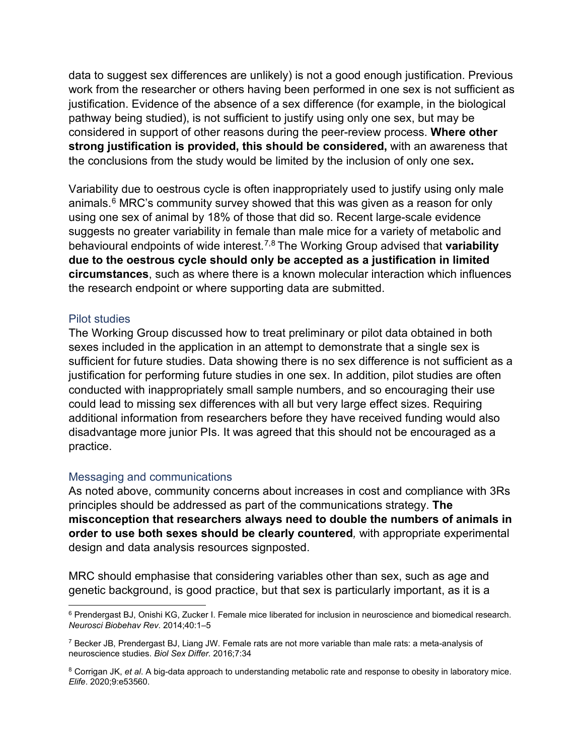data to suggest sex differences are unlikely) is not a good enough justification. Previous work from the researcher or others having been performed in one sex is not sufficient as justification. Evidence of the absence of a sex difference (for example, in the biological pathway being studied), is not sufficient to justify using only one sex, but may be considered in support of other reasons during the peer-review process. **Where other strong justification is provided, this should be considered,** with an awareness that the conclusions from the study would be limited by the inclusion of only one sex**.**

Variability due to oestrous cycle is often inappropriately used to justify using only male animals.[6] MRC's community survey showed that this was given as a reason for only using one sex of animal by 18% of those that did so. Recent large-scale evidence suggests no greater variability in female than male mice for a variety of metabolic and behavioural endpoints of wide interest.[7,8] The Working Group advised that **variability due to the oestrous cycle should only be accepted as a justification in limited circumstances**, such as where there is a known molecular interaction which influences the research endpoint or where supporting data are submitted.

### Pilot studies

The Working Group discussed how to treat preliminary or pilot data obtained in both sexes included in the application in an attempt to demonstrate that a single sex is sufficient for future studies. Data showing there is no sex difference is not sufficient as a justification for performing future studies in one sex. In addition, pilot studies are often conducted with inappropriately small sample numbers, and so encouraging their use could lead to missing sex differences with all but very large effect sizes. Requiring additional information from researchers before they have received funding would also disadvantage more junior PIs. It was agreed that this should not be encouraged as a practice.

### Messaging and communications

As noted above, community concerns about increases in cost and compliance with 3Rs principles should be addressed as part of the communications strategy. **The misconception that researchers always need to double the numbers of animals in order to use both sexes should be clearly countered***,* with appropriate experimental design and data analysis resources signposted.

MRC should emphasise that considering variables other than sex, such as age and genetic background, is good practice, but that sex is particularly important, as it is a

[6] Prendergast BJ, Onishi KG, Zucker I. Female mice liberated for inclusion in neuroscience and biomedical research. *Neurosci Biobehav Rev*. 2014;40:1–5

[7] Becker JB, Prendergast BJ, Liang JW. Female rats are not more variable than male rats: a meta-analysis of neuroscience studies. *Biol Sex Differ*. 2016;7:34

[8] Corrigan JK, *et al*. A big-data approach to understanding metabolic rate and response to obesity in laboratory mice. *Elife*. 2020;9:e53560.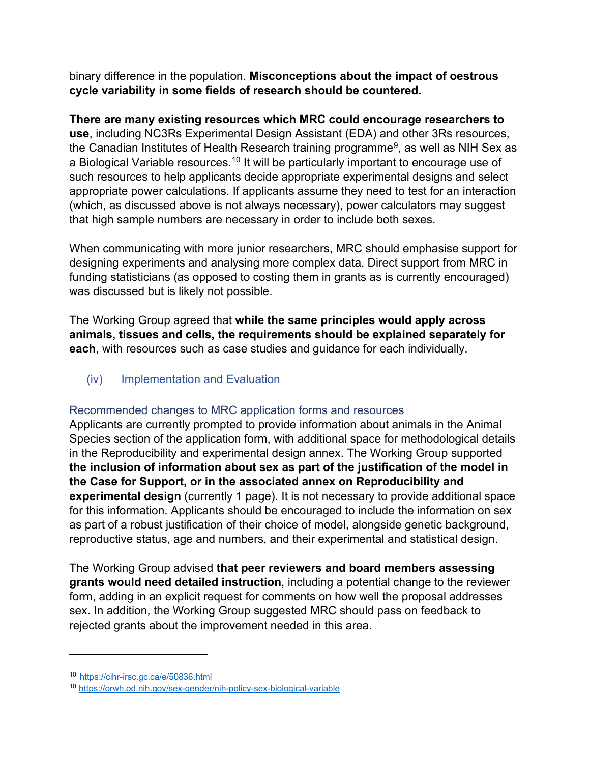binary difference in the population. **Misconceptions about the impact of oestrous cycle variability in some fields of research should be countered.**

**There are many existing resources which MRC could encourage researchers to use**, including NC3Rs Experimental Design Assistant (EDA) and other 3Rs resources, the Canadian Institutes of Health Research training programme[9], as well as NIH Sex as a Biological Variable resources.[10] It will be particularly important to encourage use of such resources to help applicants decide appropriate experimental designs and select appropriate power calculations. If applicants assume they need to test for an interaction (which, as discussed above is not always necessary), power calculators may suggest that high sample numbers are necessary in order to include both sexes.

When communicating with more junior researchers, MRC should emphasise support for designing experiments and analysing more complex data. Direct support from MRC in funding statisticians (as opposed to costing them in grants as is currently encouraged) was discussed but is likely not possible.

The Working Group agreed that **while the same principles would apply across animals, tissues and cells, the requirements should be explained separately for each**, with resources such as case studies and guidance for each individually.

### (iv) Implementation and Evaluation

#### Recommended changes to MRC application forms and resources

Applicants are currently prompted to provide information about animals in the Animal Species section of the application form, with additional space for methodological details in the Reproducibility and experimental design annex. The Working Group supported **the inclusion of information about sex as part of the justification of the model in the Case for Support, or in the associated annex on Reproducibility and experimental design** (currently 1 page). It is not necessary to provide additional space for this information. Applicants should be encouraged to include the information on sex as part of a robust justification of their choice of model, alongside genetic background, reproductive status, age and numbers, and their experimental and statistical design.

The Working Group advised **that peer reviewers and board members assessing grants would need detailed instruction**, including a potential change to the reviewer form, adding in an explicit request for comments on how well the proposal addresses sex. In addition, the Working Group suggested MRC should pass on feedback to rejected grants about the improvement needed in this area.

---

[10] https://cihr-irsc.gc.ca/e/50836.html

[10] https://orwh.od.nih.gov/sex-gender/nih-policy-sex-biological-variable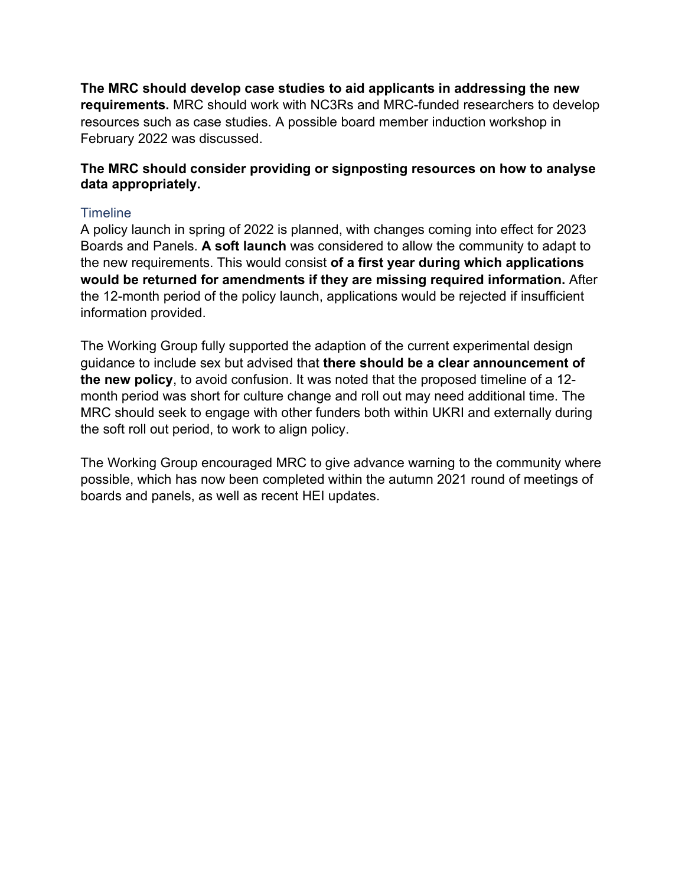**The MRC should develop case studies to aid applicants in addressing the new requirements.** MRC should work with NC3Rs and MRC-funded researchers to develop resources such as case studies. A possible board member induction workshop in February 2022 was discussed.

**The MRC should consider providing or signposting resources on how to analyse data appropriately.**

### Timeline

A policy launch in spring of 2022 is planned, with changes coming into effect for 2023 Boards and Panels. **A soft launch** was considered to allow the community to adapt to the new requirements. This would consist **of a first year during which applications would be returned for amendments if they are missing required information.** After the 12-month period of the policy launch, applications would be rejected if insufficient information provided.

The Working Group fully supported the adaption of the current experimental design guidance to include sex but advised that **there should be a clear announcement of the new policy**, to avoid confusion. It was noted that the proposed timeline of a 12-month period was short for culture change and roll out may need additional time. The MRC should seek to engage with other funders both within UKRI and externally during the soft roll out period, to work to align policy.

The Working Group encouraged MRC to give advance warning to the community where possible, which has now been completed within the autumn 2021 round of meetings of boards and panels, as well as recent HEI updates.